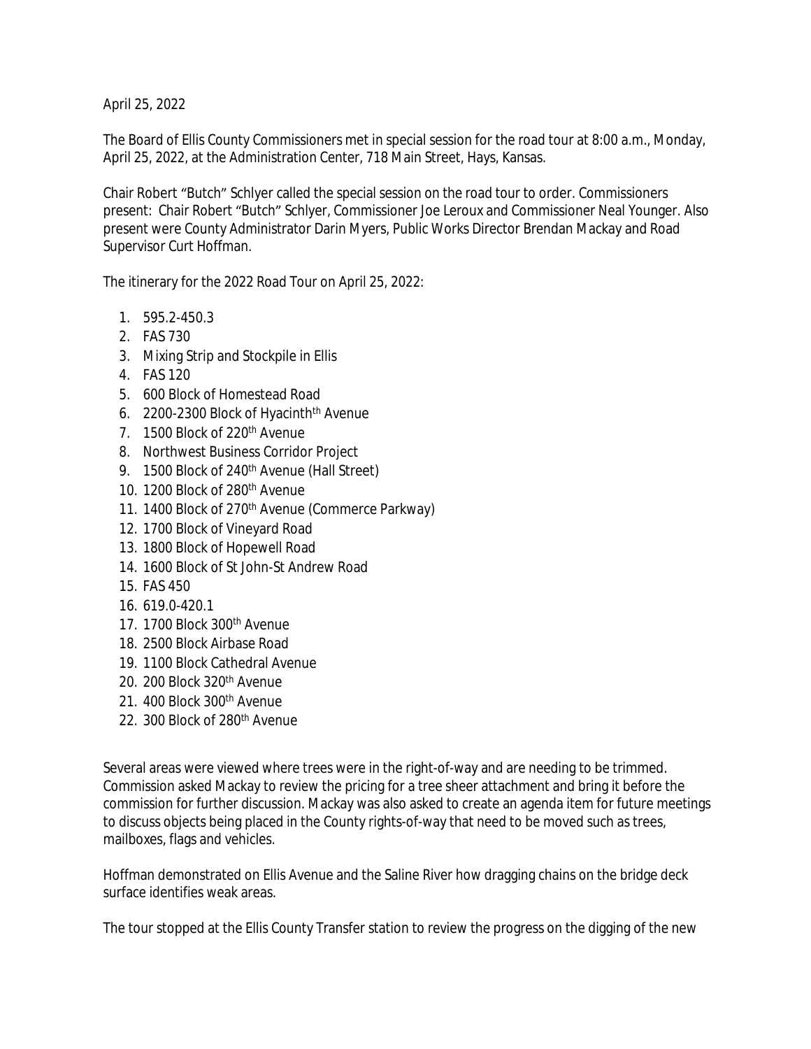April 25, 2022

The Board of Ellis County Commissioners met in special session for the road tour at 8:00 a.m., Monday, April 25, 2022, at the Administration Center, 718 Main Street, Hays, Kansas.

Chair Robert "Butch" Schlyer called the special session on the road tour to order. Commissioners present: Chair Robert "Butch" Schlyer, Commissioner Joe Leroux and Commissioner Neal Younger. Also present were County Administrator Darin Myers, Public Works Director Brendan Mackay and Road Supervisor Curt Hoffman.

The itinerary for the 2022 Road Tour on April 25, 2022:

1. 595.2-450.3
2. FAS 730
3. Mixing Strip and Stockpile in Ellis
4. FAS 120
5. 600 Block of Homestead Road
6. 2200-2300 Block of Hyacinth[th] Avenue
7. 1500 Block of 220[th] Avenue
8. Northwest Business Corridor Project
9. 1500 Block of 240[th] Avenue (Hall Street)
10. 1200 Block of 280[th] Avenue
11. 1400 Block of 270[th] Avenue (Commerce Parkway)
12. 1700 Block of Vineyard Road
13. 1800 Block of Hopewell Road
14. 1600 Block of St John-St Andrew Road
15. FAS 450
16. 619.0-420.1
17. 1700 Block 300[th] Avenue
18. 2500 Block Airbase Road
19. 1100 Block Cathedral Avenue
20. 200 Block 320[th] Avenue
21. 400 Block 300[th] Avenue
22. 300 Block of 280[th] Avenue

Several areas were viewed where trees were in the right-of-way and are needing to be trimmed. Commission asked Mackay to review the pricing for a tree sheer attachment and bring it before the commission for further discussion. Mackay was also asked to create an agenda item for future meetings to discuss objects being placed in the County rights-of-way that need to be moved such as trees, mailboxes, flags and vehicles.

Hoffman demonstrated on Ellis Avenue and the Saline River how dragging chains on the bridge deck surface identifies weak areas.

The tour stopped at the Ellis County Transfer station to review the progress on the digging of the new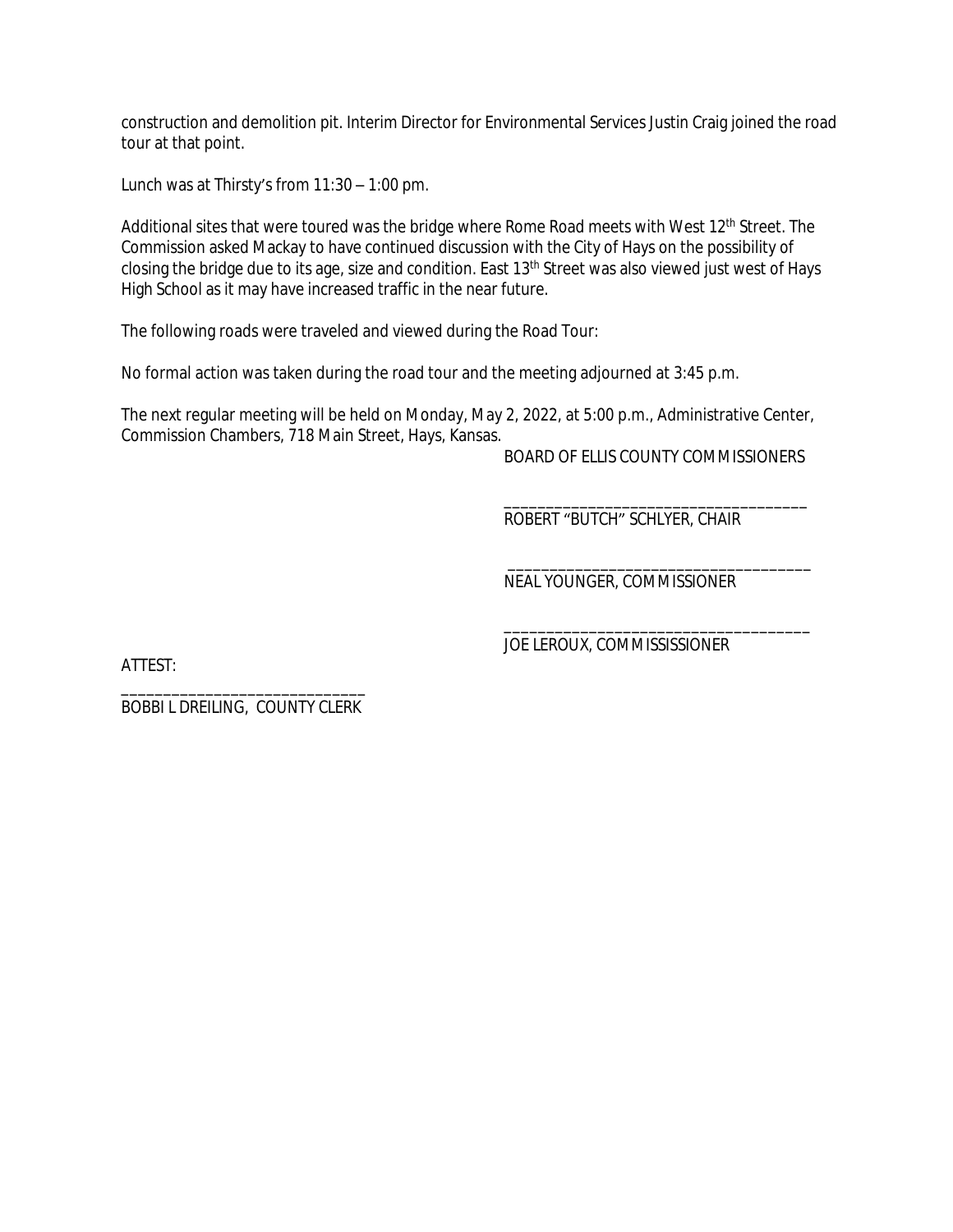construction and demolition pit. Interim Director for Environmental Services Justin Craig joined the road tour at that point.

Lunch was at Thirsty's from 11:30 – 1:00 pm.

Additional sites that were toured was the bridge where Rome Road meets with West 12th Street. The Commission asked Mackay to have continued discussion with the City of Hays on the possibility of closing the bridge due to its age, size and condition. East 13th Street was also viewed just west of Hays High School as it may have increased traffic in the near future.

The following roads were traveled and viewed during the Road Tour:

No formal action was taken during the road tour and the meeting adjourned at 3:45 p.m.

The next regular meeting will be held on Monday, May 2, 2022, at 5:00 p.m., Administrative Center, Commission Chambers, 718 Main Street, Hays, Kansas.

BOARD OF ELLIS COUNTY COMMISSIONERS

___________________________________
ROBERT "BUTCH" SCHLYER, CHAIR

___________________________________
NEAL YOUNGER, COMMISSIONER

___________________________________
JOE LEROUX, COMMISSISSIONER

ATTEST:

_____________________________
BOBBI L DREILING, COUNTY CLERK